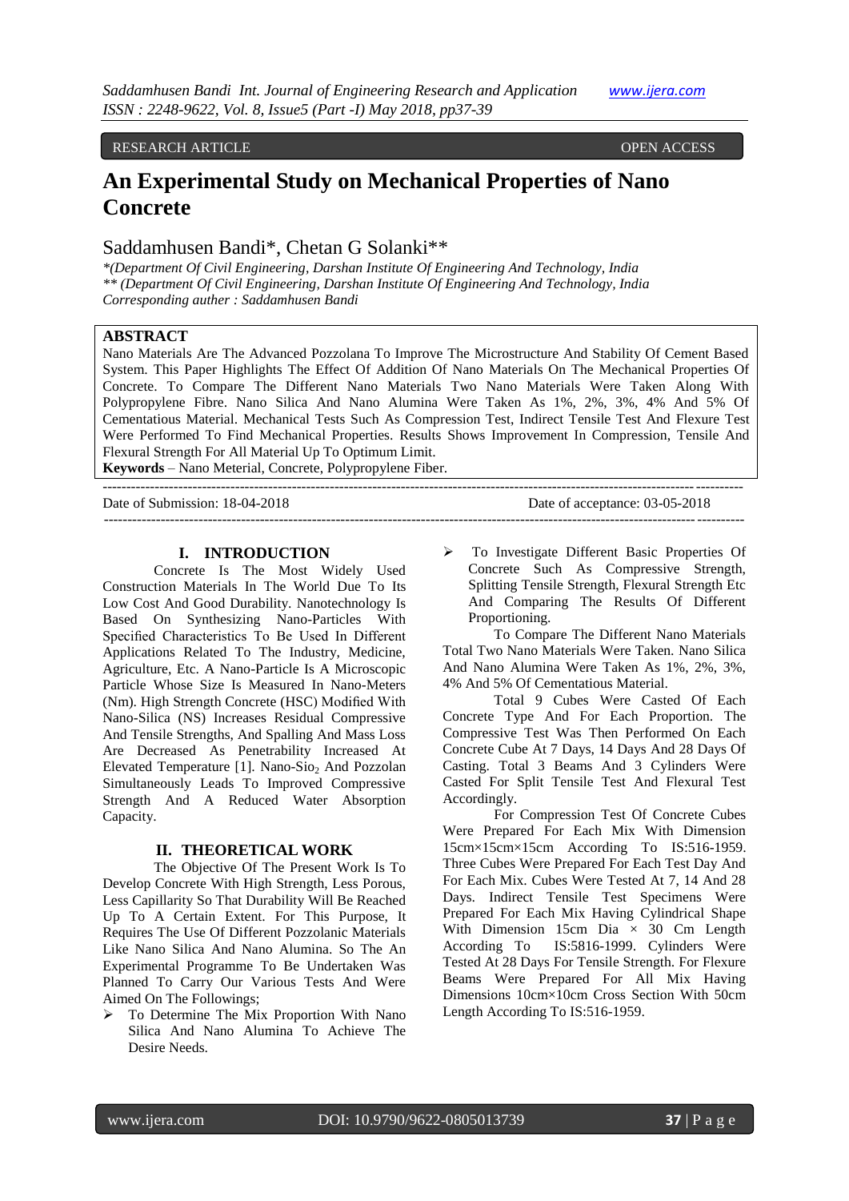RESEARCH ARTICLE OPEN ACCESS

# An Experimental Study on Mechanical Properties of Nano Concrete

Saddamhusen Bandi*, Chetan G Solanki**

*(Department Of Civil Engineering, Darshan Institute Of Engineering And Technology, India
** (Department Of Civil Engineering, Darshan Institute Of Engineering And Technology, India
Corresponding auther : Saddamhusen Bandi

## ABSTRACT

Nano Materials Are The Advanced Pozzolana To Improve The Microstructure And Stability Of Cement Based System. This Paper Highlights The Effect Of Addition Of Nano Materials On The Mechanical Properties Of Concrete. To Compare The Different Nano Materials Two Nano Materials Were Taken Along With Polypropylene Fibre. Nano Silica And Nano Alumina Were Taken As 1%, 2%, 3%, 4% And 5% Of Cementatious Material. Mechanical Tests Such As Compression Test, Indirect Tensile Test And Flexure Test Were Performed To Find Mechanical Properties. Results Shows Improvement In Compression, Tensile And Flexural Strength For All Material Up To Optimum Limit.

**Keywords** – Nano Meterial, Concrete, Polypropylene Fiber.

---

Date of Submission: 18-04-2018 Date of acceptance: 03-05-2018

---

## I. INTRODUCTION

Concrete Is The Most Widely Used Construction Materials In The World Due To Its Low Cost And Good Durability. Nanotechnology Is Based On Synthesizing Nano-Particles With Specified Characteristics To Be Used In Different Applications Related To The Industry, Medicine, Agriculture, Etc. A Nano-Particle Is A Microscopic Particle Whose Size Is Measured In Nano-Meters (Nm). High Strength Concrete (HSC) Modified With Nano-Silica (NS) Increases Residual Compressive And Tensile Strengths, And Spalling And Mass Loss Are Decreased As Penetrability Increased At Elevated Temperature [1]. Nano-$SiO_2$ And Pozzolan Simultaneously Leads To Improved Compressive Strength And A Reduced Water Absorption Capacity.

## II. THEORETICAL WORK

The Objective Of The Present Work Is To Develop Concrete With High Strength, Less Porous, Less Capillarity So That Durability Will Be Reached Up To A Certain Extent. For This Purpose, It Requires The Use Of Different Pozzolanic Materials Like Nano Silica And Nano Alumina. So The An Experimental Programme To Be Undertaken Was Planned To Carry Our Various Tests And Were Aimed On The Followings;

- To Determine The Mix Proportion With Nano Silica And Nano Alumina To Achieve The Desire Needs.
- To Investigate Different Basic Properties Of Concrete Such As Compressive Strength, Splitting Tensile Strength, Flexural Strength Etc And Comparing The Results Of Different Proportioning.

To Compare The Different Nano Materials Total Two Nano Materials Were Taken. Nano Silica And Nano Alumina Were Taken As 1%, 2%, 3%, 4% And 5% Of Cementatious Material.

Total 9 Cubes Were Casted Of Each Concrete Type And For Each Proportion. The Compressive Test Was Then Performed On Each Concrete Cube At 7 Days, 14 Days And 28 Days Of Casting. Total 3 Beams And 3 Cylinders Were Casted For Split Tensile Test And Flexural Test Accordingly.

For Compression Test Of Concrete Cubes Were Prepared For Each Mix With Dimension 15cm×15cm×15cm According To IS:516-1959. Three Cubes Were Prepared For Each Test Day And For Each Mix. Cubes Were Tested At 7, 14 And 28 Days. Indirect Tensile Test Specimens Were Prepared For Each Mix Having Cylindrical Shape With Dimension 15cm Dia × 30 Cm Length According To IS:5816-1999. Cylinders Were Tested At 28 Days For Tensile Strength. For Flexure Beams Were Prepared For All Mix Having Dimensions 10cm×10cm Cross Section With 50cm Length According To IS:516-1959.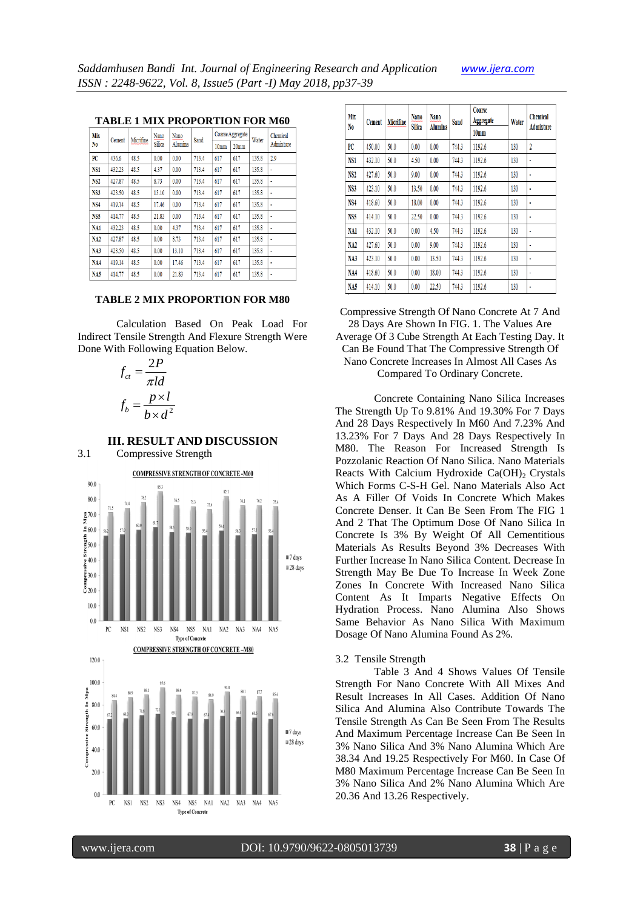**TABLE 1 MIX PROPORTION FOR M60**

| Mix No | Cement | Microfine | Nano Silica | Nano Alumina | Sand | Coarse Aggregate | | Water | Chemical Admixture |
|---|---|---|---|---|---|---|---|---|---|
| | | | | | | 10mm | 20mm | | |
| PC | 436.6 | 48.5 | 0.00 | 0.00 | 713.4 | 617 | 617 | 135.8 | 2.9 |
| NS1 | 432.23 | 48.5 | 4.37 | 0.00 | 713.4 | 617 | 617 | 135.8 | - |
| NS2 | 427.87 | 48.5 | 8.73 | 0.00 | 713.4 | 617 | 617 | 135.8 | - |
| NS3 | 423.50 | 48.5 | 13.10 | 0.00 | 713.4 | 617 | 617 | 135.8 | - |
| NS4 | 419.14 | 48.5 | 17.46 | 0.00 | 713.4 | 617 | 617 | 135.8 | - |
| NS5 | 414.77 | 48.5 | 21.83 | 0.00 | 713.4 | 617 | 617 | 135.8 | - |
| NA1 | 432.23 | 48.5 | 0.00 | 4.37 | 713.4 | 617 | 617 | 135.8 | - |
| NA2 | 427.87 | 48.5 | 0.00 | 8.73 | 713.4 | 617 | 617 | 135.8 | - |
| NA3 | 423.50 | 48.5 | 0.00 | 13.10 | 713.4 | 617 | 617 | 135.8 | - |
| NA4 | 419.14 | 48.5 | 0.00 | 17.46 | 713.4 | 617 | 617 | 135.8 | - |
| NA5 | 414.77 | 48.5 | 0.00 | 21.83 | 713.4 | 617 | 617 | 135.8 | - |

| Mix No | Cement | Microfine | Nano Silica | Nano Alumina | Sand | Coarse Aggregate 10mm | Water | Chemical Admixture |
|---|---|---|---|---|---|---|---|---|
| PC | 450.00 | 50.0 | 0.00 | 0.00 | 744.3 | 1192.6 | 130 | 2 |
| NS1 | 432.10 | 50.0 | 4.50 | 0.00 | 744.3 | 1192.6 | 130 | - |
| NS2 | 427.60 | 50.0 | 9.00 | 0.00 | 744.3 | 1192.6 | 130 | - |
| NS3 | 423.10 | 50.0 | 13.50 | 0.00 | 744.3 | 1192.6 | 130 | - |
| NS4 | 418.60 | 50.0 | 18.00 | 0.00 | 744.3 | 1192.6 | 130 | - |
| NS5 | 414.10 | 50.0 | 22.50 | 0.00 | 744.3 | 1192.6 | 130 | - |
| NA1 | 432.10 | 50.0 | 0.00 | 4.50 | 744.3 | 1192.6 | 130 | - |
| NA2 | 427.60 | 50.0 | 0.00 | 9.00 | 744.3 | 1192.6 | 130 | - |
| NA3 | 423.10 | 50.0 | 0.00 | 13.50 | 744.3 | 1192.6 | 130 | - |
| NA4 | 418.60 | 50.0 | 0.00 | 18.00 | 744.3 | 1192.6 | 130 | - |
| NA5 | 414.10 | 50.0 | 0.00 | 22.50 | 744.3 | 1192.6 | 130 | - |

**TABLE 2 MIX PROPORTION FOR M80**

Calculation Based On Peak Load For Indirect Tensile Strength And Flexure Strength Were Done With Following Equation Below.

$$f_{ct} = \frac{2P}{\pi l d}$$

$$f_b = \frac{p \times l}{b \times d^2}$$

## III. RESULT AND DISCUSSION

### 3.1 Compressive Strength

COMPRESSIVE STRENGTH OF CONCRETE -M60

COMPRESSIVE STRENGTH OF CONCRETE –M80

Compressive Strength Of Nano Concrete At 7 And 28 Days Are Shown In FIG. 1. The Values Are Average Of 3 Cube Strength At Each Testing Day. It Can Be Found That The Compressive Strength Of Nano Concrete Increases In Almost All Cases As Compared To Ordinary Concrete.

Concrete Containing Nano Silica Increases The Strength Up To 9.81% And 19.30% For 7 Days And 28 Days Respectively In M60 And 7.23% And 13.23% For 7 Days And 28 Days Respectively In M80. The Reason For Increased Strength Is Pozzolanic Reaction Of Nano Silica. Nano Materials Reacts With Calcium Hydroxide $Ca(OH)_2$ Crystals Which Forms C-S-H Gel. Nano Materials Also Act As A Filler Of Voids In Concrete Which Makes Concrete Denser. It Can Be Seen From The FIG 1 And 2 That The Optimum Dose Of Nano Silica In Concrete Is 3% By Weight Of All Cementitious Materials As Results Beyond 3% Decreases With Further Increase In Nano Silica Content. Decrease In Strength May Be Due To Increase In Week Zone Zones In Concrete With Increased Nano Silica Content As It Imparts Negative Effects On Hydration Process. Nano Alumina Also Shows Same Behavior As Nano Silica With Maximum Dosage Of Nano Alumina Found As 2%.

### 3.2 Tensile Strength

Table 3 And 4 Shows Values Of Tensile Strength For Nano Concrete With All Mixes And Result Increases In All Cases. Addition Of Nano Silica And Alumina Also Contribute Towards The Tensile Strength As Can Be Seen From The Results And Maximum Percentage Increase Can Be Seen In 3% Nano Silica And 3% Nano Alumina Which Are 38.34 And 19.25 Respectively For M60. In Case Of M80 Maximum Percentage Increase Can Be Seen In 3% Nano Silica And 2% Nano Alumina Which Are 20.36 And 13.26 Respectively.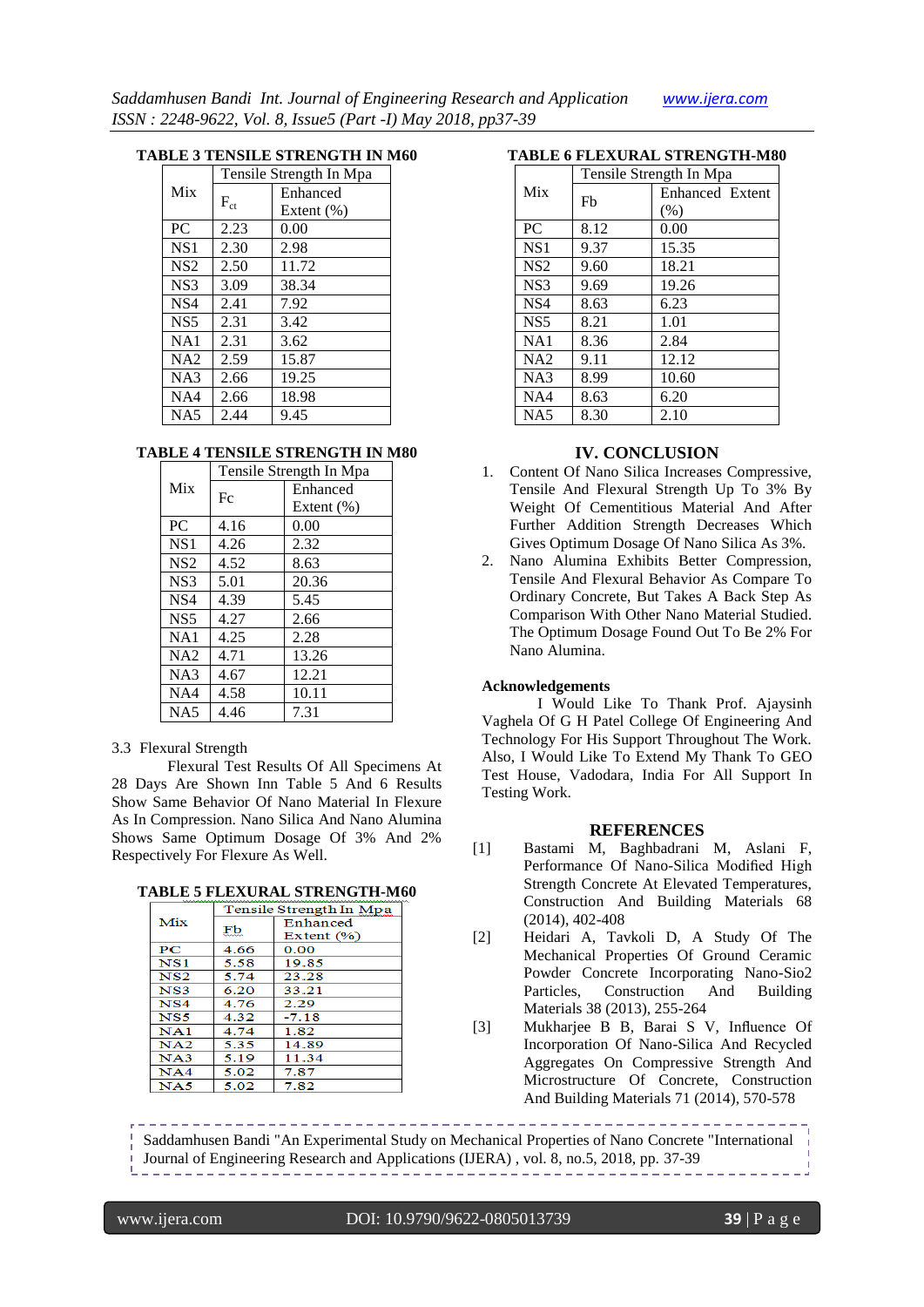**TABLE 3 TENSILE STRENGTH IN M60**

| Mix | Tensile Strength In Mpa | |
|---|---|---|
| | $F_{ct}$ | Enhanced Extent (%) |
| PC | 2.23 | 0.00 |
| NS1 | 2.30 | 2.98 |
| NS2 | 2.50 | 11.72 |
| NS3 | 3.09 | 38.34 |
| NS4 | 2.41 | 7.92 |
| NS5 | 2.31 | 3.42 |
| NA1 | 2.31 | 3.62 |
| NA2 | 2.59 | 15.87 |
| NA3 | 2.66 | 19.25 |
| NA4 | 2.66 | 18.98 |
| NA5 | 2.44 | 9.45 |

**TABLE 4 TENSILE STRENGTH IN M80**

| Mix | Tensile Strength In Mpa | |
|---|---|---|
| | Fc | Enhanced Extent (%) |
| PC | 4.16 | 0.00 |
| NS1 | 4.26 | 2.32 |
| NS2 | 4.52 | 8.63 |
| NS3 | 5.01 | 20.36 |
| NS4 | 4.39 | 5.45 |
| NS5 | 4.27 | 2.66 |
| NA1 | 4.25 | 2.28 |
| NA2 | 4.71 | 13.26 |
| NA3 | 4.67 | 12.21 |
| NA4 | 4.58 | 10.11 |
| NA5 | 4.46 | 7.31 |

3.3 Flexural Strength

Flexural Test Results Of All Specimens At 28 Days Are Shown Inn Table 5 And 6 Results Show Same Behavior Of Nano Material In Flexure As In Compression. Nano Silica And Nano Alumina Shows Same Optimum Dosage Of 3% And 2% Respectively For Flexure As Well.

**TABLE 5 FLEXURAL STRENGTH-M60**

| Mix | Tensile Strength In Mpa | |
|---|---|---|
| | Fb | Enhanced Extent (%) |
| PC | 4.66 | 0.00 |
| NS1 | 5.58 | 19.85 |
| NS2 | 5.74 | 23.28 |
| NS3 | 6.20 | 33.21 |
| NS4 | 4.76 | 2.29 |
| NS5 | 4.32 | -7.18 |
| NA1 | 4.74 | 1.82 |
| NA2 | 5.35 | 14.89 |
| NA3 | 5.19 | 11.34 |
| NA4 | 5.02 | 7.87 |
| NA5 | 5.02 | 7.82 |

**TABLE 6 FLEXURAL STRENGTH-M80**

| Mix | Tensile Strength In Mpa | |
|---|---|---|
| | Fb | Enhanced Extent (%) |
| PC | 8.12 | 0.00 |
| NS1 | 9.37 | 15.35 |
| NS2 | 9.60 | 18.21 |
| NS3 | 9.69 | 19.26 |
| NS4 | 8.63 | 6.23 |
| NS5 | 8.21 | 1.01 |
| NA1 | 8.36 | 2.84 |
| NA2 | 9.11 | 12.12 |
| NA3 | 8.99 | 10.60 |
| NA4 | 8.63 | 6.20 |
| NA5 | 8.30 | 2.10 |

## IV. CONCLUSION

1. Content Of Nano Silica Increases Compressive, Tensile And Flexural Strength Up To 3% By Weight Of Cementitious Material And After Further Addition Strength Decreases Which Gives Optimum Dosage Of Nano Silica As 3%.
2. Nano Alumina Exhibits Better Compression, Tensile And Flexural Behavior As Compare To Ordinary Concrete, But Takes A Back Step As Comparison With Other Nano Material Studied. The Optimum Dosage Found Out To Be 2% For Nano Alumina.

### Acknowledgements

I Would Like To Thank Prof. Ajaysinh Vaghela Of G H Patel College Of Engineering And Technology For His Support Throughout The Work. Also, I Would Like To Extend My Thank To GEO Test House, Vadodara, India For All Support In Testing Work.

## REFERENCES

[1] Bastami M, Baghbadrani M, Aslani F, Performance Of Nano-Silica Modified High Strength Concrete At Elevated Temperatures, Construction And Building Materials 68 (2014), 402-408

[2] Heidari A, Tavkoli D, A Study Of The Mechanical Properties Of Ground Ceramic Powder Concrete Incorporating Nano-Sio2 Particles, Construction And Building Materials 38 (2013), 255-264

[3] Mukharjee B B, Barai S V, Influence Of Incorporation Of Nano-Silica And Recycled Aggregates On Compressive Strength And Microstructure Of Concrete, Construction And Building Materials 71 (2014), 570-578

Saddamhusen Bandi "An Experimental Study on Mechanical Properties of Nano Concrete "International Journal of Engineering Research and Applications (IJERA) , vol. 8, no.5, 2018, pp. 37-39